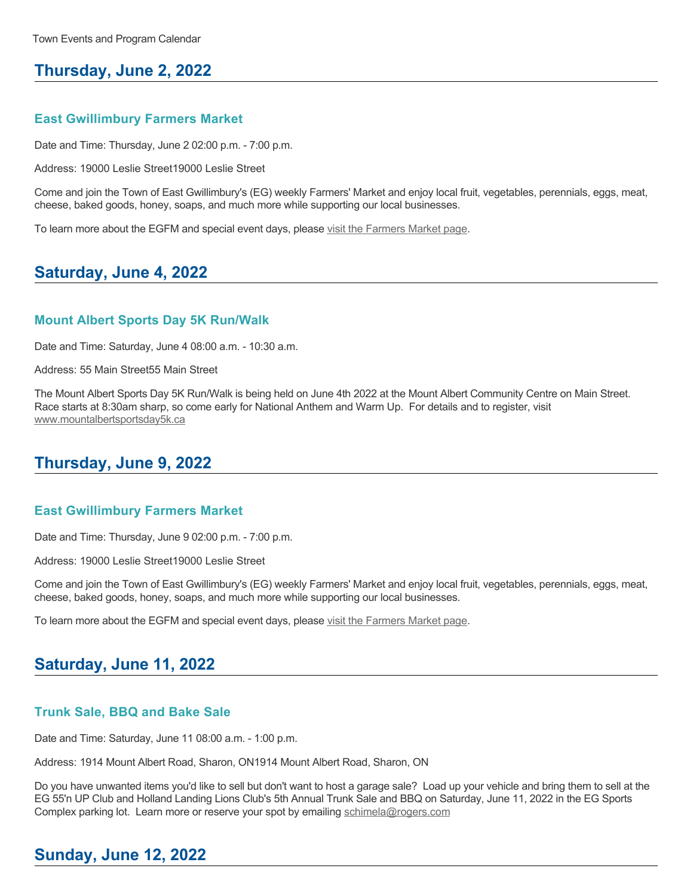Town Events and Program Calendar

## Thursday, June 2, 2022

### East Gwillimbury Farmers Market

Date and Time: Thursday, June 2 02:00 p.m. - 7:00 p.m.

Address: 19000 Leslie Street19000 Leslie Street

Come and join the Town of East Gwillimbury's (EG) weekly Farmers' Market and enjoy local fruit, vegetables, perennials, eggs, meat, cheese, baked goods, honey, soaps, and much more while supporting our local businesses.

To learn more about the EGFM and special event days, please visit the Farmers Market page.

## Saturday, June 4, 2022

### Mount Albert Sports Day 5K Run/Walk

Date and Time: Saturday, June 4 08:00 a.m. - 10:30 a.m.

Address: 55 Main Street55 Main Street

The Mount Albert Sports Day 5K Run/Walk is being held on June 4th 2022 at the Mount Albert Community Centre on Main Street. Race starts at 8:30am sharp, so come early for National Anthem and Warm Up. For details and to register, visit www.mountalbertsportsday5k.ca

## Thursday, June 9, 2022

### East Gwillimbury Farmers Market

Date and Time: Thursday, June 9 02:00 p.m. - 7:00 p.m.

Address: 19000 Leslie Street19000 Leslie Street

Come and join the Town of East Gwillimbury's (EG) weekly Farmers' Market and enjoy local fruit, vegetables, perennials, eggs, meat, cheese, baked goods, honey, soaps, and much more while supporting our local businesses.

To learn more about the EGFM and special event days, please visit the Farmers Market page.

## Saturday, June 11, 2022

### Trunk Sale, BBQ and Bake Sale

Date and Time: Saturday, June 11 08:00 a.m. - 1:00 p.m.

Address: 1914 Mount Albert Road, Sharon, ON1914 Mount Albert Road, Sharon, ON

Do you have unwanted items you'd like to sell but don't want to host a garage sale? Load up your vehicle and bring them to sell at the EG 55'n UP Club and Holland Landing Lions Club's 5th Annual Trunk Sale and BBQ on Saturday, June 11, 2022 in the EG Sports Complex parking lot. Learn more or reserve your spot by emailing schimela@rogers.com

## Sunday, June 12, 2022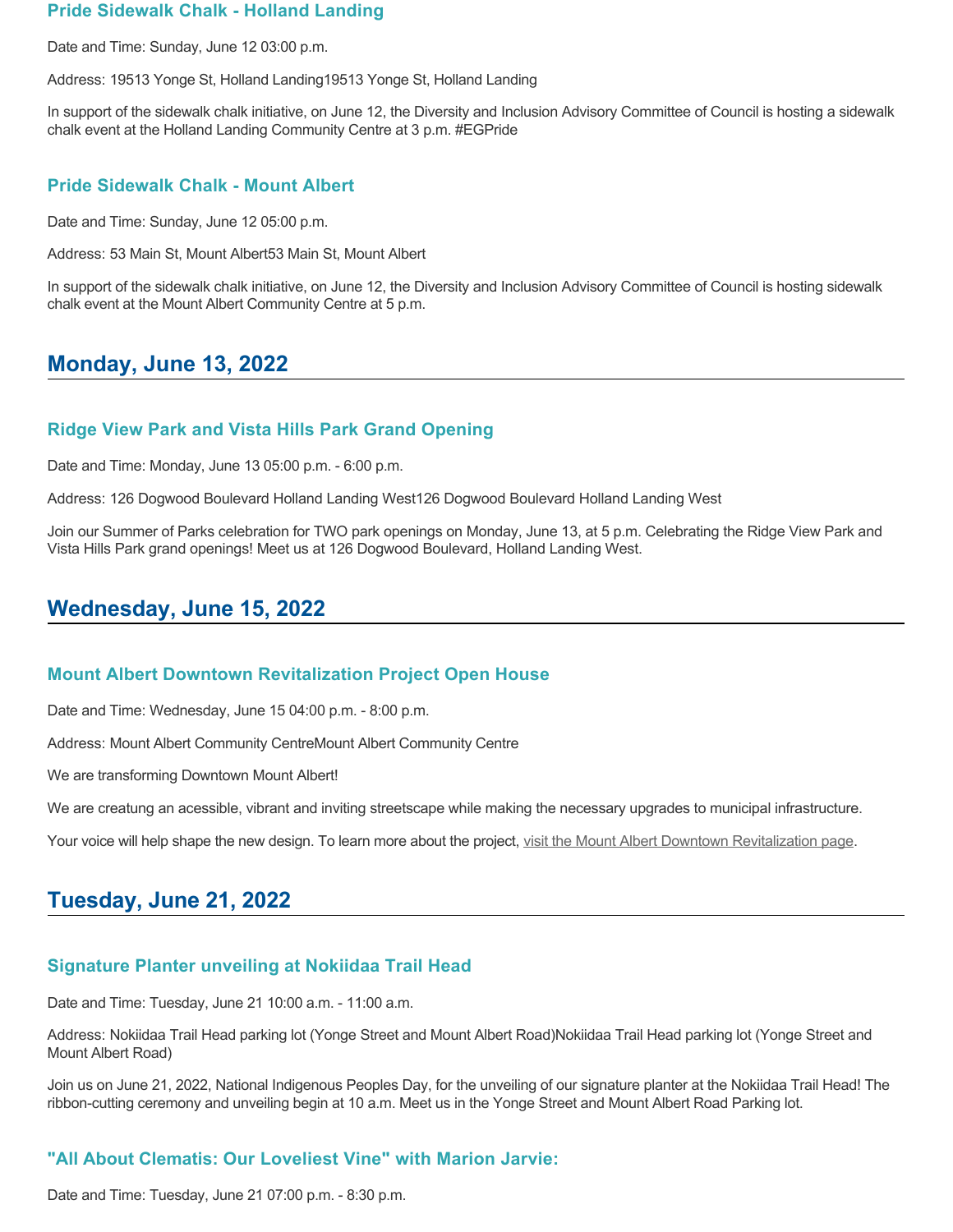### Pride Sidewalk Chalk - Holland Landing

Date and Time: Sunday, June 12 03:00 p.m.

Address: 19513 Yonge St, Holland Landing19513 Yonge St, Holland Landing

In support of the sidewalk chalk initiative, on June 12, the Diversity and Inclusion Advisory Committee of Council is hosting a sidewalk chalk event at the Holland Landing Community Centre at 3 p.m. #EGPride

### Pride Sidewalk Chalk - Mount Albert

Date and Time: Sunday, June 12 05:00 p.m.

Address: 53 Main St, Mount Albert53 Main St, Mount Albert

In support of the sidewalk chalk initiative, on June 12, the Diversity and Inclusion Advisory Committee of Council is hosting sidewalk chalk event at the Mount Albert Community Centre at 5 p.m.

## Monday, June 13, 2022

### Ridge View Park and Vista Hills Park Grand Opening

Date and Time: Monday, June 13 05:00 p.m. - 6:00 p.m.

Address: 126 Dogwood Boulevard Holland Landing West126 Dogwood Boulevard Holland Landing West

Join our Summer of Parks celebration for TWO park openings on Monday, June 13, at 5 p.m. Celebrating the Ridge View Park and Vista Hills Park grand openings! Meet us at 126 Dogwood Boulevard, Holland Landing West.

## Wednesday, June 15, 2022

### Mount Albert Downtown Revitalization Project Open House

Date and Time: Wednesday, June 15 04:00 p.m. - 8:00 p.m.

Address: Mount Albert Community CentreMount Albert Community Centre

We are transforming Downtown Mount Albert!

We are creatung an acessible, vibrant and inviting streetscape while making the necessary upgrades to municipal infrastructure.

Your voice will help shape the new design. To learn more about the project, visit the Mount Albert Downtown Revitalization page.

## Tuesday, June 21, 2022

### Signature Planter unveiling at Nokiidaa Trail Head

Date and Time: Tuesday, June 21 10:00 a.m. - 11:00 a.m.

Address: Nokiidaa Trail Head parking lot (Yonge Street and Mount Albert Road)Nokiidaa Trail Head parking lot (Yonge Street and Mount Albert Road)

Join us on June 21, 2022, National Indigenous Peoples Day, for the unveiling of our signature planter at the Nokiidaa Trail Head! The ribbon-cutting ceremony and unveiling begin at 10 a.m. Meet us in the Yonge Street and Mount Albert Road Parking lot.

### "All About Clematis: Our Loveliest Vine" with Marion Jarvie:

Date and Time: Tuesday, June 21 07:00 p.m. - 8:30 p.m.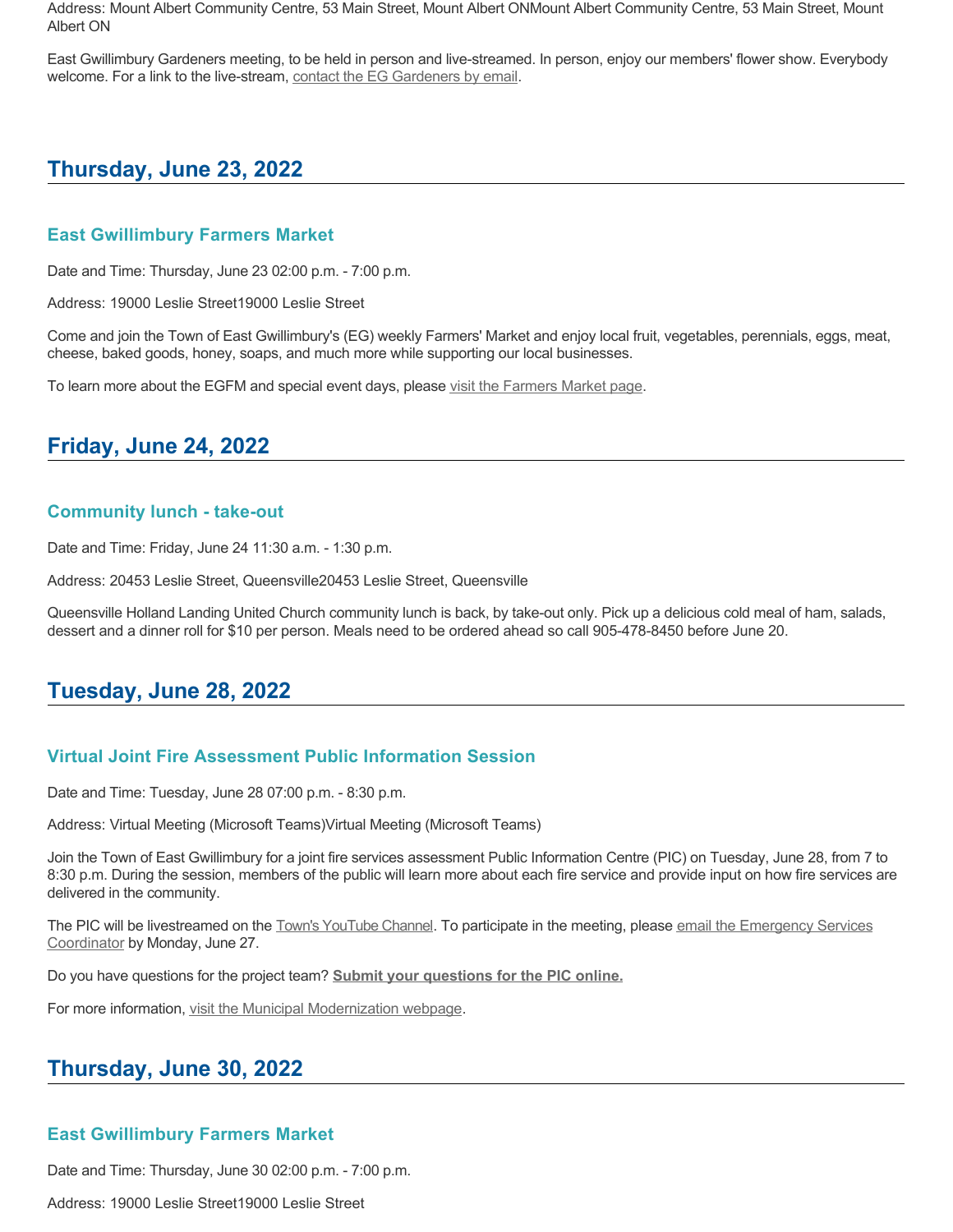Address: Mount Albert Community Centre, 53 Main Street, Mount Albert ONMount Albert Community Centre, 53 Main Street, Mount Albert ON

East Gwillimbury Gardeners meeting, to be held in person and live-streamed. In person, enjoy our members' flower show. Everybody welcome. For a link to the live-stream, contact the EG Gardeners by email.

## Thursday, June 23, 2022

### East Gwillimbury Farmers Market

Date and Time: Thursday, June 23 02:00 p.m. - 7:00 p.m.

Address: 19000 Leslie Street19000 Leslie Street

Come and join the Town of East Gwillimbury's (EG) weekly Farmers' Market and enjoy local fruit, vegetables, perennials, eggs, meat, cheese, baked goods, honey, soaps, and much more while supporting our local businesses.

To learn more about the EGFM and special event days, please visit the Farmers Market page.

## Friday, June 24, 2022

### Community lunch - take-out

Date and Time: Friday, June 24 11:30 a.m. - 1:30 p.m.

Address: 20453 Leslie Street, Queensville20453 Leslie Street, Queensville

Queensville Holland Landing United Church community lunch is back, by take-out only. Pick up a delicious cold meal of ham, salads, dessert and a dinner roll for $10 per person. Meals need to be ordered ahead so call 905-478-8450 before June 20.

## Tuesday, June 28, 2022

### Virtual Joint Fire Assessment Public Information Session

Date and Time: Tuesday, June 28 07:00 p.m. - 8:30 p.m.

Address: Virtual Meeting (Microsoft Teams)Virtual Meeting (Microsoft Teams)

Join the Town of East Gwillimbury for a joint fire services assessment Public Information Centre (PIC) on Tuesday, June 28, from 7 to 8:30 p.m. During the session, members of the public will learn more about each fire service and provide input on how fire services are delivered in the community.

The PIC will be livestreamed on the Town's YouTube Channel. To participate in the meeting, please email the Emergency Services Coordinator by Monday, June 27.

Do you have questions for the project team? **Submit your questions for the PIC online.**

For more information, visit the Municipal Modernization webpage.

## Thursday, June 30, 2022

### East Gwillimbury Farmers Market

Date and Time: Thursday, June 30 02:00 p.m. - 7:00 p.m.

Address: 19000 Leslie Street19000 Leslie Street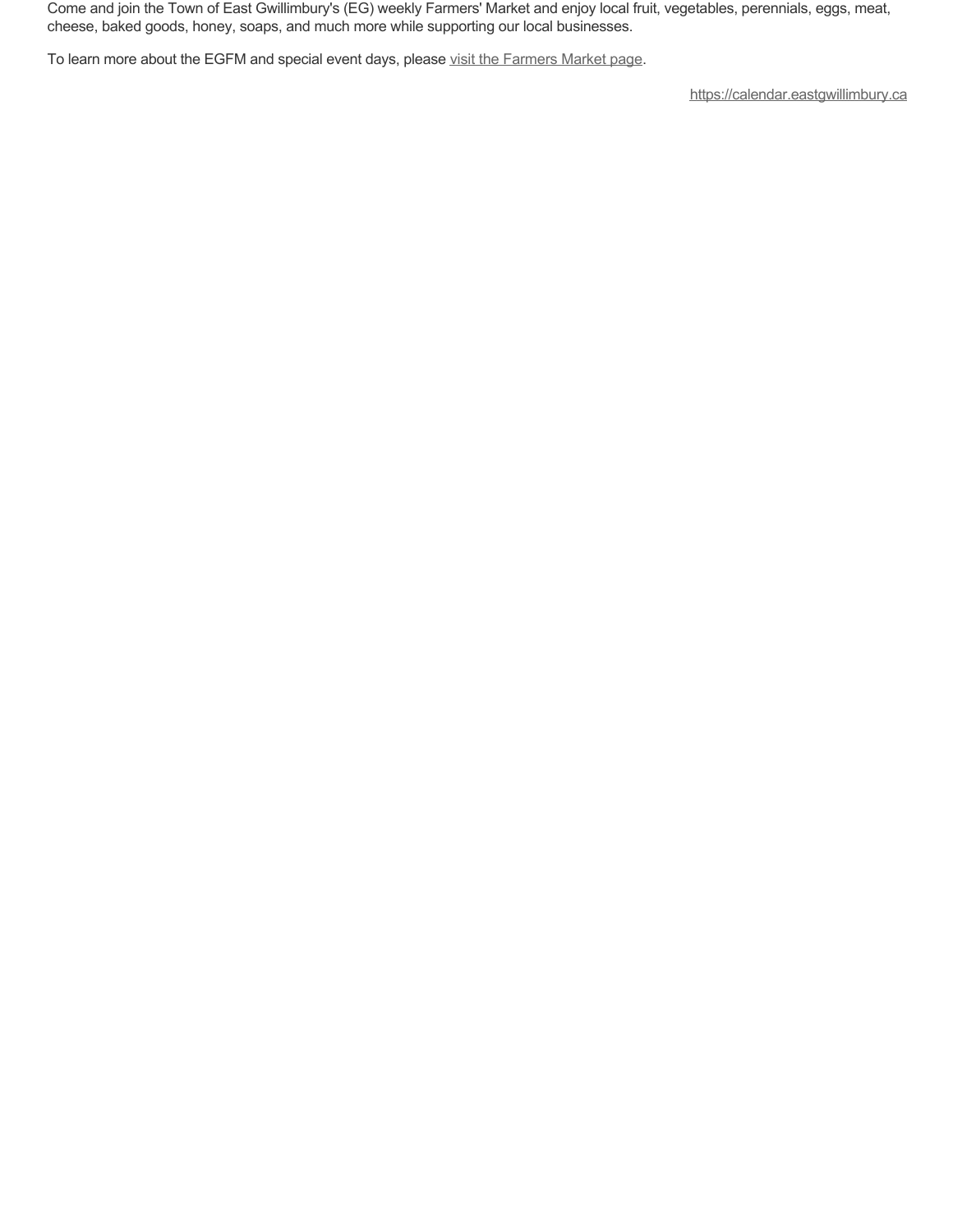Come and join the Town of East Gwillimbury's (EG) weekly Farmers' Market and enjoy local fruit, vegetables, perennials, eggs, meat, cheese, baked goods, honey, soaps, and much more while supporting our local businesses.

To learn more about the EGFM and special event days, please visit the Farmers Market page.

https://calendar.eastgwillimbury.ca